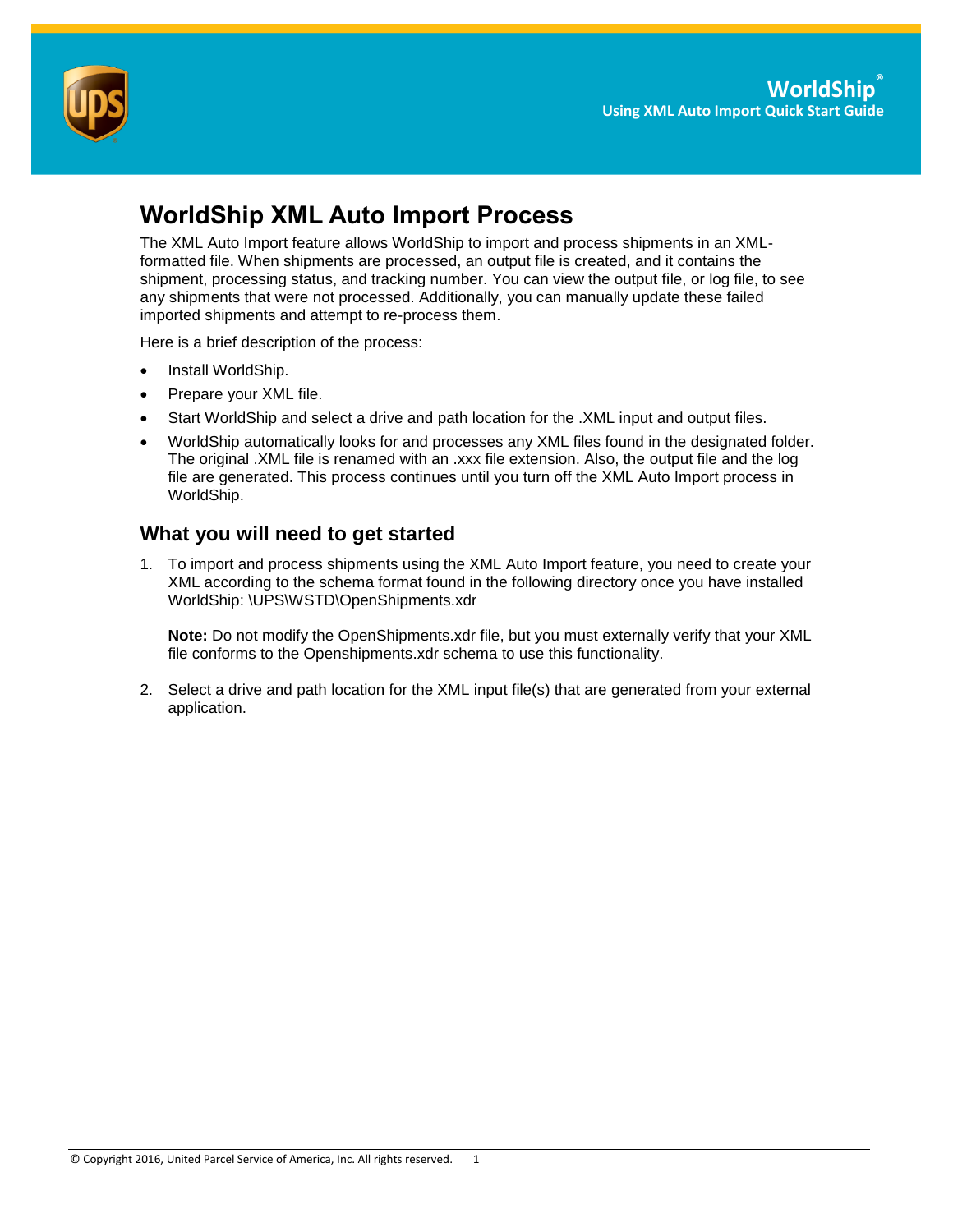# WorldShip XML Auto Import Process

The XML Auto Import feature allows WorldShip to import and process shipments in an XML-formatted file. When shipments are processed, an output file is created, and it contains the shipment, processing status, and tracking number. You can view the output file, or log file, to see any shipments that were not processed. Additionally, you can manually update these failed imported shipments and attempt to re-process them.

Here is a brief description of the process:

- Install WorldShip.
- Prepare your XML file.
- Start WorldShip and select a drive and path location for the .XML input and output files.
- WorldShip automatically looks for and processes any XML files found in the designated folder. The original .XML file is renamed with an .xxx file extension. Also, the output file and the log file are generated. This process continues until you turn off the XML Auto Import process in WorldShip.

## What you will need to get started

1. To import and process shipments using the XML Auto Import feature, you need to create your XML according to the schema format found in the following directory once you have installed WorldShip: \UPS\WSTD\OpenShipments.xdr

   **Note:** Do not modify the OpenShipments.xdr file, but you must externally verify that your XML file conforms to the Openshipments.xdr schema to use this functionality.

2. Select a drive and path location for the XML input file(s) that are generated from your external application.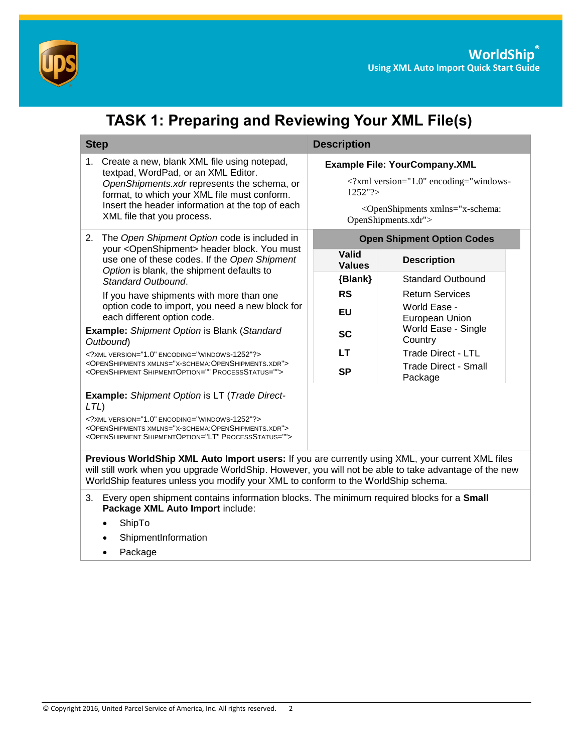# TASK 1: Preparing and Reviewing Your XML File(s)

| Step | Description |
|---|---|
| 1. Create a new, blank XML file using notepad, textpad, WordPad, or an XML Editor. *OpenShipments.xdr* represents the schema, or format, to which your XML file must conform. Insert the header information at the top of each XML file that you process. | **Example File: YourCompany.XML**<br><?xml version="1.0" encoding="windows-1252"?><br><OpenShipments xmlns="x-schema: OpenShipments.xdr"> |

2. The *Open Shipment Option* code is included in your <OpenShipment> header block. You must use one of these codes. If the *Open Shipment Option* is blank, the shipment defaults to *Standard Outbound*.

If you have shipments with more than one option code to import, you need a new block for each different option code.

**Example:** *Shipment Option* is Blank (*Standard Outbound*)

```
<?XML VERSION="1.0" ENCODING="WINDOWS-1252"?>
<OPENSHIPMENTS XMLNS="X-SCHEMA:OPENSHIPMENTS.XDR">
<OPENSHIPMENT SHIPMENTOPTION="" PROCESSSTATUS="">
```

**Example:** *Shipment Option* is LT (*Trade Direct-LTL*)

```
<?XML VERSION="1.0" ENCODING="WINDOWS-1252"?>
<OPENSHIPMENTS XMLNS="X-SCHEMA:OPENSHIPMENTS.XDR">
<OPENSHIPMENT SHIPMENTOPTION="LT" PROCESSSTATUS="">
```

**Open Shipment Option Codes**

| Valid Values | Description |
|---|---|
| **{Blank}** | Standard Outbound |
| **RS** | Return Services |
| **EU** | World Ease - European Union |
| **SC** | World Ease - Single Country |
| **LT** | Trade Direct - LTL |
| **SP** | Trade Direct - Small Package |

**Previous WorldShip XML Auto Import users:** If you are currently using XML, your current XML files will still work when you upgrade WorldShip. However, you will not be able to take advantage of the new WorldShip features unless you modify your XML to conform to the WorldShip schema.

3. Every open shipment contains information blocks. The minimum required blocks for a **Small Package XML Auto Import** include:
   - ShipTo
   - ShipmentInformation
   - Package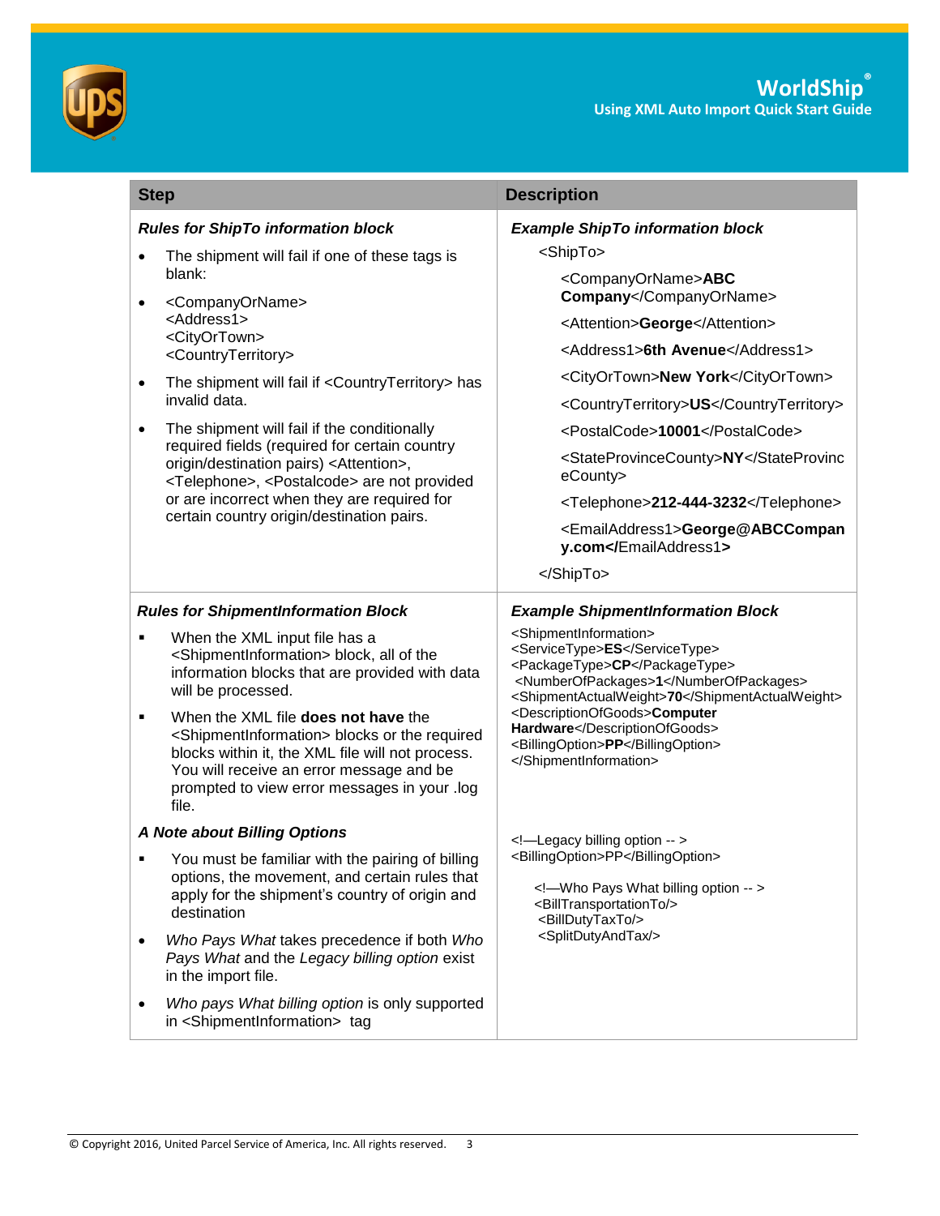| Step | Description |
| --- | --- |
| ***Rules for ShipTo information block*** <br> • The shipment will fail if one of these tags is blank: <br> • <CompanyOrName> <Address1> <CityOrTown> <CountryTerritory> <br> • The shipment will fail if <CountryTerritory> has invalid data. <br> • The shipment will fail if the conditionally required fields (required for certain country origin/destination pairs) <Attention>, <Telephone>, <Postalcode> are not provided or are incorrect when they are required for certain country origin/destination pairs. | ***Example ShipTo information block*** <br> <ShipTo> <br> <CompanyOrName>**ABC Company**</CompanyOrName> <br> <Attention>**George**</Attention> <br> <Address1>**6th Avenue**</Address1> <br> <CityOrTown>**New York**</CityOrTown> <br> <CountryTerritory>**US**</CountryTerritory> <br> <PostalCode>**10001**</PostalCode> <br> <StateProvinceCounty>**NY**</StateProvinceCounty> <br> <Telephone>**212-444-3232**</Telephone> <br> <EmailAddress1>**George@ABCCompany.com</**EmailAddress1**>** <br> </ShipTo> |
| ***Rules for ShipmentInformation Block*** <br> ▪ When the XML input file has a <ShipmentInformation> block, all of the information blocks that are provided with data will be processed. <br> ▪ When the XML file **does not have** the <ShipmentInformation> blocks or the required blocks within it, the XML file will not process. You will receive an error message and be prompted to view error messages in your .log file. <br> ***A Note about Billing Options*** <br> ▪ You must be familiar with the pairing of billing options, the movement, and certain rules that apply for the shipment's country of origin and destination <br> • *Who Pays What* takes precedence if both *Who Pays What* and the *Legacy billing option* exist in the import file. <br> • *Who pays What billing option* is only supported in <ShipmentInformation> tag | ***Example ShipmentInformation Block*** <br> <ShipmentInformation> <br> <ServiceType>**ES**</ServiceType> <br> <PackageType>**CP**</PackageType> <br> <NumberOfPackages>**1**</NumberOfPackages> <br> <ShipmentActualWeight>**70**</ShipmentActualWeight> <br> <DescriptionOfGoods>**Computer Hardware**</DescriptionOfGoods> <br> <BillingOption>**PP**</BillingOption> <br> </ShipmentInformation> <br><br> <!—Legacy billing option -- > <br> <BillingOption>PP</BillingOption> <br><br> <!—Who Pays What billing option -- > <br> <BillTransportationTo/> <br> <BillDutyTaxTo/> <br> <SplitDutyAndTax/> |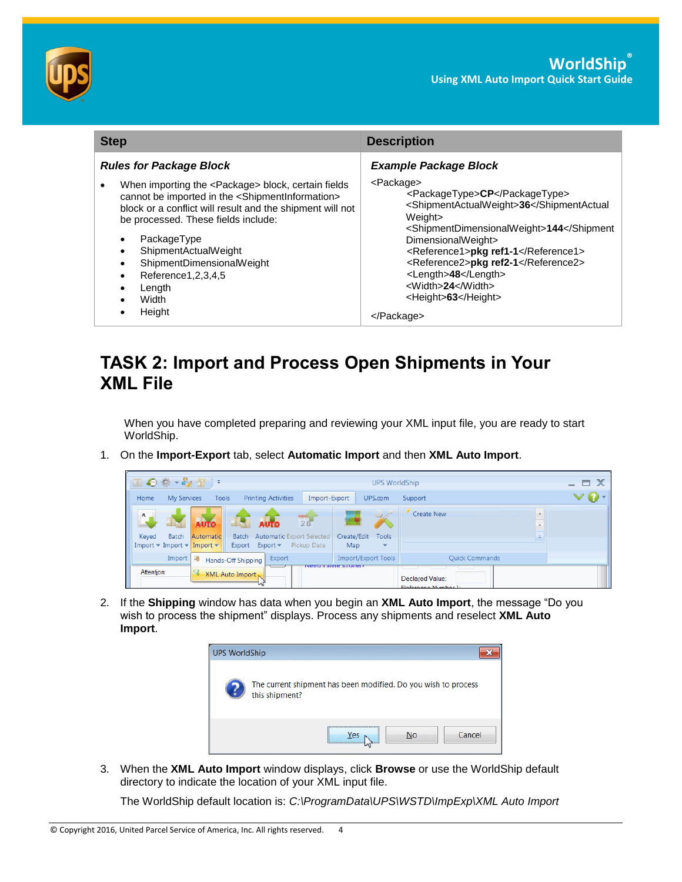| Step | Description |
| --- | --- |
| ***Rules for Package Block***<br>• When importing the <Package> block, certain fields cannot be imported in the <ShipmentInformation> block or a conflict will result and the shipment will not be processed. These fields include:<br>  • PackageType<br>  • ShipmentActualWeight<br>  • ShipmentDimensionalWeight<br>  • Reference1,2,3,4,5<br>  • Length<br>  • Width<br>  • Height | ***Example Package Block***<br><Package><br>  <PackageType>**CP**</PackageType><br>  <ShipmentActualWeight>**36**</ShipmentActualWeight><br>  <ShipmentDimensionalWeight>**144**</ShipmentDimensionalWeight><br>  <Reference1>**pkg ref1-1**</Reference1><br>  <Reference2>**pkg ref2-1**</Reference2><br>  <Length>**48**</Length><br>  <Width>**24**</Width><br>  <Height>**63**</Height><br></Package> |

# TASK 2: Import and Process Open Shipments in Your XML File

When you have completed preparing and reviewing your XML input file, you are ready to start WorldShip.

1. On the **Import-Export** tab, select **Automatic Import** and then **XML Auto Import**.

2. If the **Shipping** window has data when you begin an **XML Auto Import**, the message "Do you wish to process the shipment" displays. Process any shipments and reselect **XML Auto Import**.

3. When the **XML Auto Import** window displays, click **Browse** or use the WorldShip default directory to indicate the location of your XML input file.

   The WorldShip default location is: *C:\ProgramData\UPS\WSTD\ImpExp\XML Auto Import*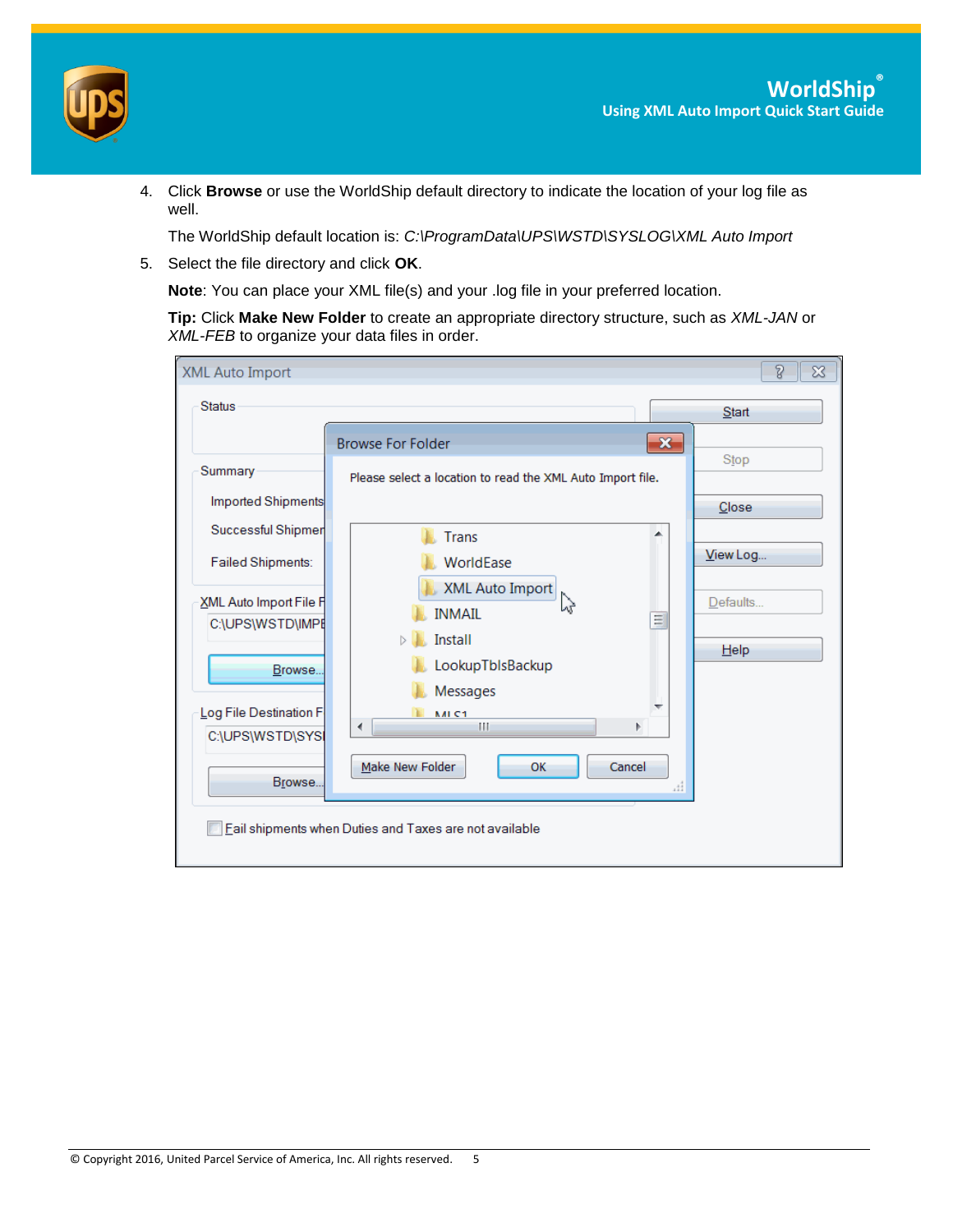4. Click **Browse** or use the WorldShip default directory to indicate the location of your log file as well.

   The WorldShip default location is: *C:\ProgramData\UPS\WSTD\SYSLOG\XML Auto Import*

5. Select the file directory and click **OK**.

   **Note**: You can place your XML file(s) and your .log file in your preferred location.

   **Tip:** Click **Make New Folder** to create an appropriate directory structure, such as *XML-JAN* or *XML-FEB* to organize your data files in order.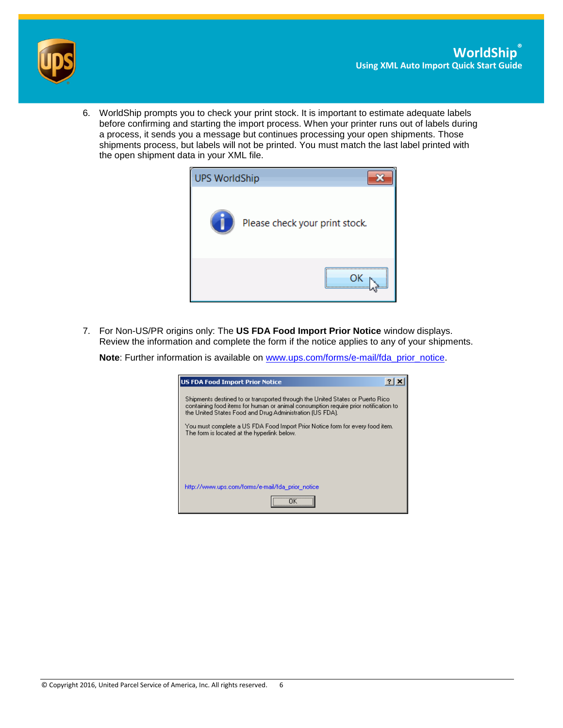6. WorldShip prompts you to check your print stock. It is important to estimate adequate labels before confirming and starting the import process. When your printer runs out of labels during a process, it sends you a message but continues processing your open shipments. Those shipments process, but labels will not be printed. You must match the last label printed with the open shipment data in your XML file.

7. For Non-US/PR origins only: The **US FDA Food Import Prior Notice** window displays. Review the information and complete the form if the notice applies to any of your shipments.

   **Note**: Further information is available on [www.ups.com/forms/e-mail/fda_prior_notice](http://www.ups.com/forms/e-mail/fda_prior_notice).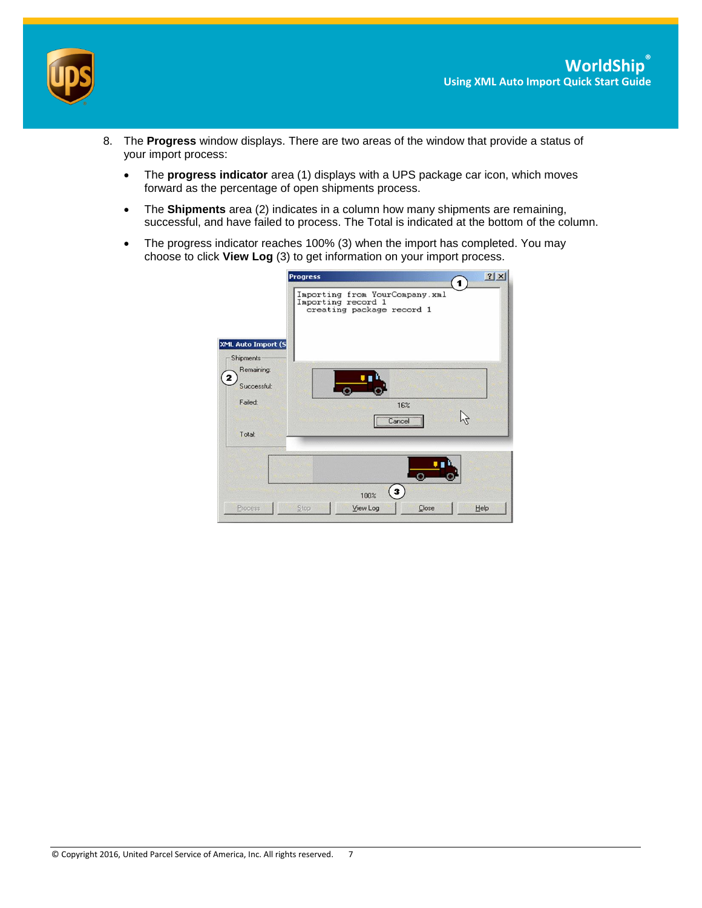8. The **Progress** window displays. There are two areas of the window that provide a status of your import process:

   - The **progress indicator** area (1) displays with a UPS package car icon, which moves forward as the percentage of open shipments process.
   - The **Shipments** area (2) indicates in a column how many shipments are remaining, successful, and have failed to process. The Total is indicated at the bottom of the column.
   - The progress indicator reaches 100% (3) when the import has completed. You may choose to click **View Log** (3) to get information on your import process.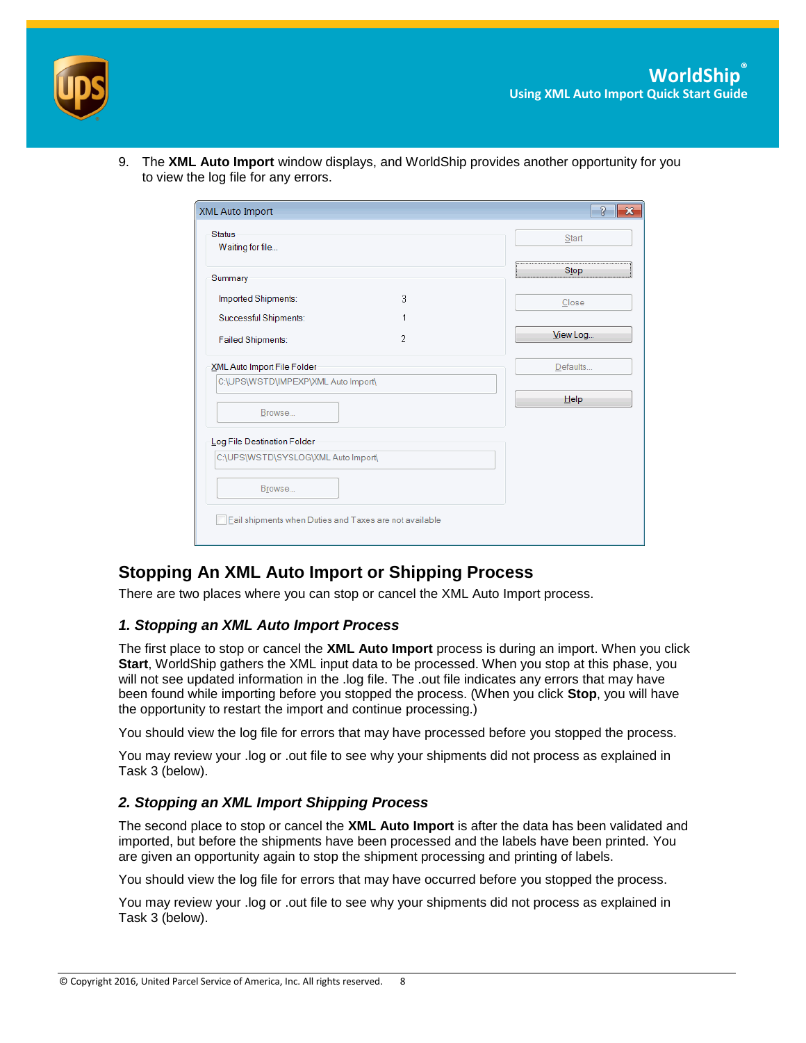9. The **XML Auto Import** window displays, and WorldShip provides another opportunity for you to view the log file for any errors.

## Stopping An XML Auto Import or Shipping Process

There are two places where you can stop or cancel the XML Auto Import process.

### *1. Stopping an XML Auto Import Process*

The first place to stop or cancel the **XML Auto Import** process is during an import. When you click **Start**, WorldShip gathers the XML input data to be processed. When you stop at this phase, you will not see updated information in the .log file. The .out file indicates any errors that may have been found while importing before you stopped the process. (When you click **Stop**, you will have the opportunity to restart the import and continue processing.)

You should view the log file for errors that may have processed before you stopped the process.

You may review your .log or .out file to see why your shipments did not process as explained in Task 3 (below).

### *2. Stopping an XML Import Shipping Process*

The second place to stop or cancel the **XML Auto Import** is after the data has been validated and imported, but before the shipments have been processed and the labels have been printed. You are given an opportunity again to stop the shipment processing and printing of labels.

You should view the log file for errors that may have occurred before you stopped the process.

You may review your .log or .out file to see why your shipments did not process as explained in Task 3 (below).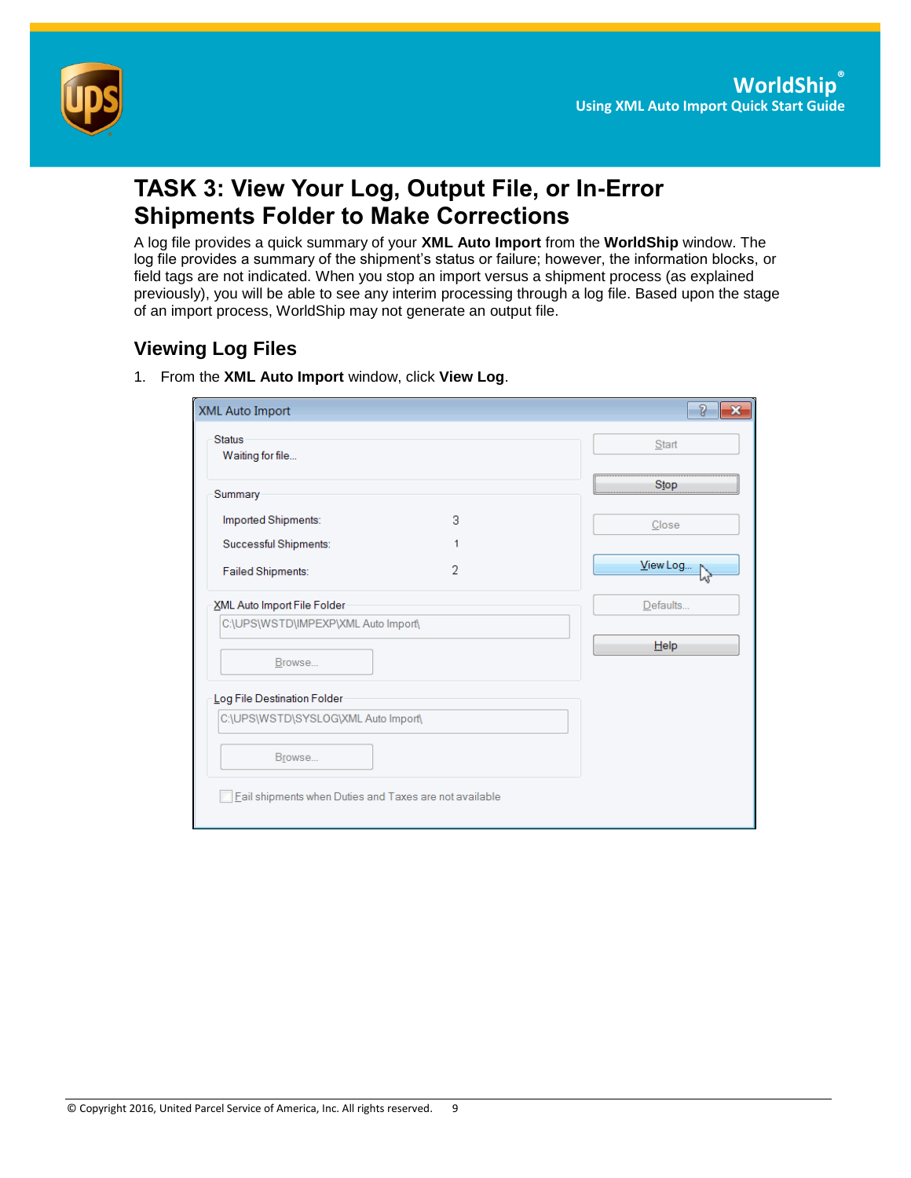# TASK 3: View Your Log, Output File, or In-Error Shipments Folder to Make Corrections

A log file provides a quick summary of your **XML Auto Import** from the **WorldShip** window. The log file provides a summary of the shipment's status or failure; however, the information blocks, or field tags are not indicated. When you stop an import versus a shipment process (as explained previously), you will be able to see any interim processing through a log file. Based upon the stage of an import process, WorldShip may not generate an output file.

## Viewing Log Files

1. From the **XML Auto Import** window, click **View Log**.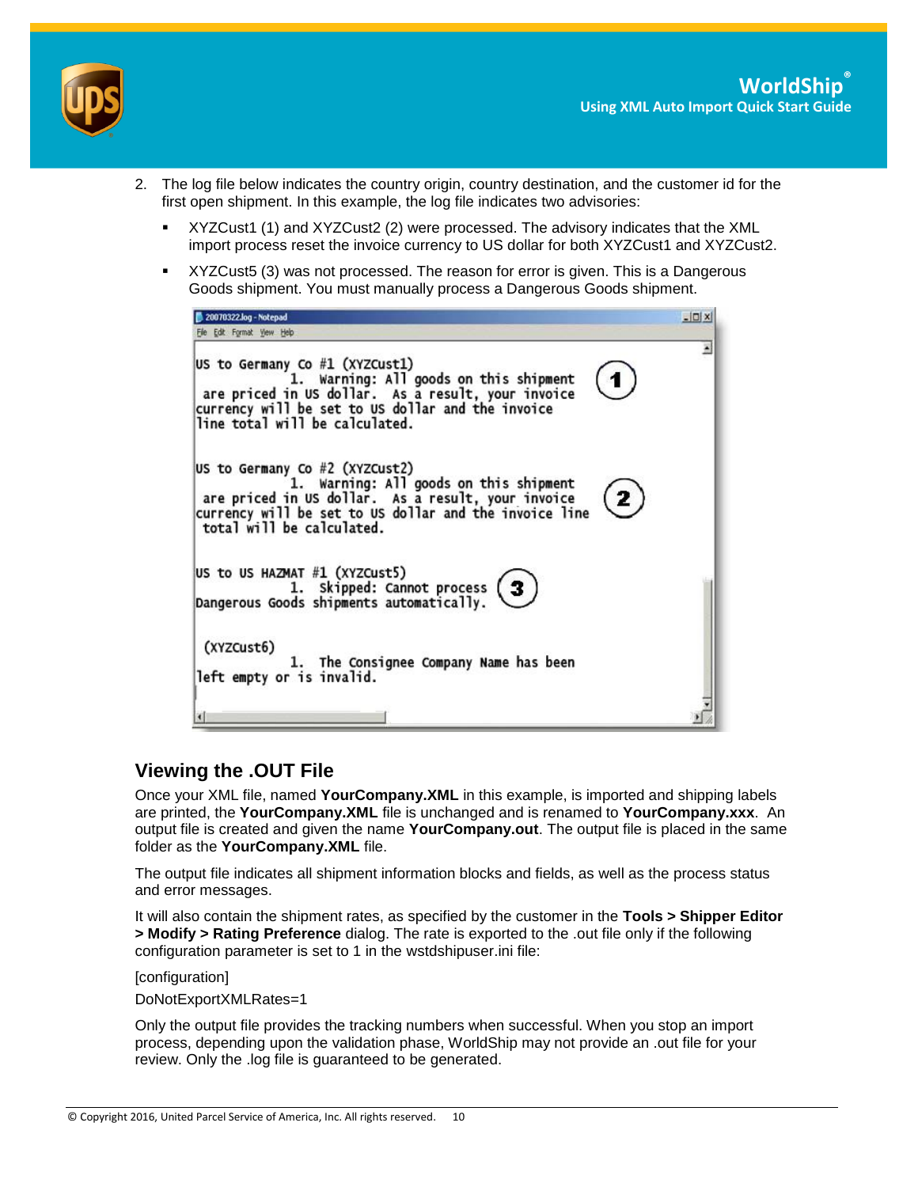2. The log file below indicates the country origin, country destination, and the customer id for the first open shipment. In this example, the log file indicates two advisories:

   - XYZCust1 (1) and XYZCust2 (2) were processed. The advisory indicates that the XML import process reset the invoice currency to US dollar for both XYZCust1 and XYZCust2.
   - XYZCust5 (3) was not processed. The reason for error is given. This is a Dangerous Goods shipment. You must manually process a Dangerous Goods shipment.

```
US to Germany Co #1 (XYZCust1)
             1.  Warning: All goods on this shipment
 are priced in US dollar.  As a result, your invoice
currency will be set to US dollar and the invoice
line total will be calculated.

US to Germany Co #2 (XYZCust2)
             1.  Warning: All goods on this shipment
 are priced in US dollar.  As a result, your invoice
currency will be set to US dollar and the invoice line
 total will be calculated.

US to US HAZMAT #1 (XYZCust5)
             1.  Skipped: Cannot process
Dangerous Goods shipments automatically.

 (XYZCust6)
             1.  The Consignee Company Name has been
left empty or is invalid.
```

## Viewing the .OUT File

Once your XML file, named **YourCompany.XML** in this example, is imported and shipping labels are printed, the **YourCompany.XML** file is unchanged and is renamed to **YourCompany.xxx**. An output file is created and given the name **YourCompany.out**. The output file is placed in the same folder as the **YourCompany.XML** file.

The output file indicates all shipment information blocks and fields, as well as the process status and error messages.

It will also contain the shipment rates, as specified by the customer in the **Tools > Shipper Editor > Modify > Rating Preference** dialog. The rate is exported to the .out file only if the following configuration parameter is set to 1 in the wstdshipuser.ini file:

[configuration]

DoNotExportXMLRates=1

Only the output file provides the tracking numbers when successful. When you stop an import process, depending upon the validation phase, WorldShip may not provide an .out file for your review. Only the .log file is guaranteed to be generated.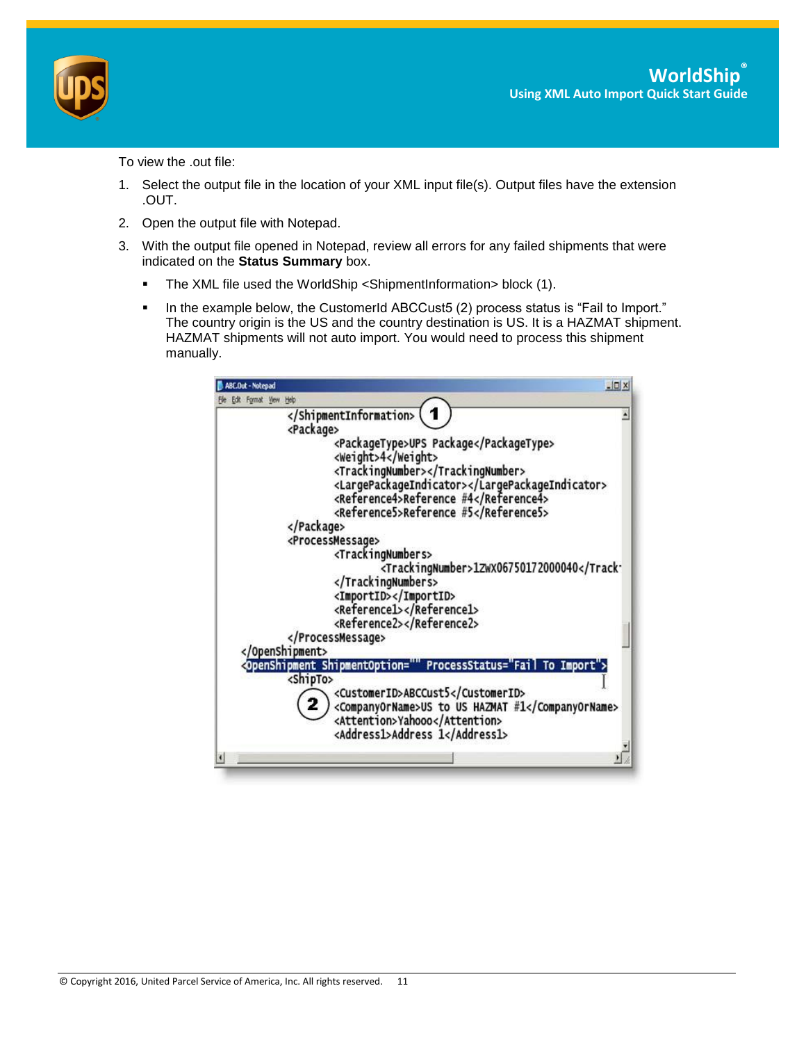To view the .out file:

1. Select the output file in the location of your XML input file(s). Output files have the extension .OUT.
2. Open the output file with Notepad.
3. With the output file opened in Notepad, review all errors for any failed shipments that were indicated on the **Status Summary** box.
   - The XML file used the WorldShip <ShipmentInformation> block (1).
   - In the example below, the CustomerId ABCCust5 (2) process status is "Fail to Import." The country origin is the US and the country destination is US. It is a HAZMAT shipment. HAZMAT shipments will not auto import. You would need to process this shipment manually.

```
ABC.Out - Notepad
File  Edit  Format  View  Help
        </ShipmentInformation>   (1)
        <Package>
                <PackageType>UPS Package</PackageType>
                <Weight>4</Weight>
                <TrackingNumber></TrackingNumber>
                <LargePackageIndicator></LargePackageIndicator>
                <Reference4>Reference #4</Reference4>
                <Reference5>Reference #5</Reference5>
        </Package>
        <ProcessMessage>
                <TrackingNumbers>
                        <TrackingNumber>1ZWX06750172000040</Track
                </TrackingNumbers>
                <ImportID></ImportID>
                <Reference1></Reference1>
                <Reference2></Reference2>
        </ProcessMessage>
</OpenShipment>
<OpenShipment ShipmentOption="" ProcessStatus="Fail To Import">
        <ShipTo>
           (2)  <CustomerID>ABCCust5</CustomerID>
                <CompanyOrName>US to US HAZMAT #1</CompanyOrName>
                <Attention>Yahooo</Attention>
                <Address1>Address 1</Address1>
```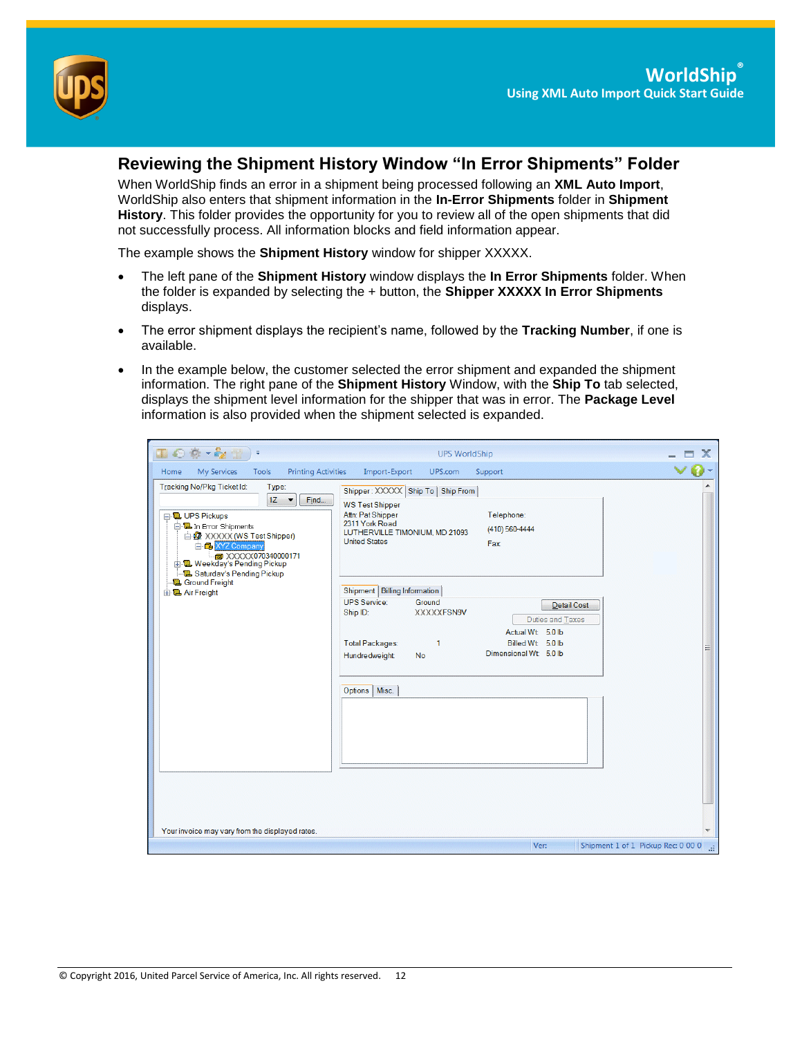## Reviewing the Shipment History Window "In Error Shipments" Folder

When WorldShip finds an error in a shipment being processed following an **XML Auto Import**, WorldShip also enters that shipment information in the **In-Error Shipments** folder in **Shipment History**. This folder provides the opportunity for you to review all of the open shipments that did not successfully process. All information blocks and field information appear.

The example shows the **Shipment History** window for shipper XXXXX.

- The left pane of the **Shipment History** window displays the **In Error Shipments** folder. When the folder is expanded by selecting the + button, the **Shipper XXXXX In Error Shipments** displays.
- The error shipment displays the recipient's name, followed by the **Tracking Number**, if one is available.
- In the example below, the customer selected the error shipment and expanded the shipment information. The right pane of the **Shipment History** Window, with the **Ship To** tab selected, displays the shipment level information for the shipper that was in error. The **Package Level** information is also provided when the shipment selected is expanded.